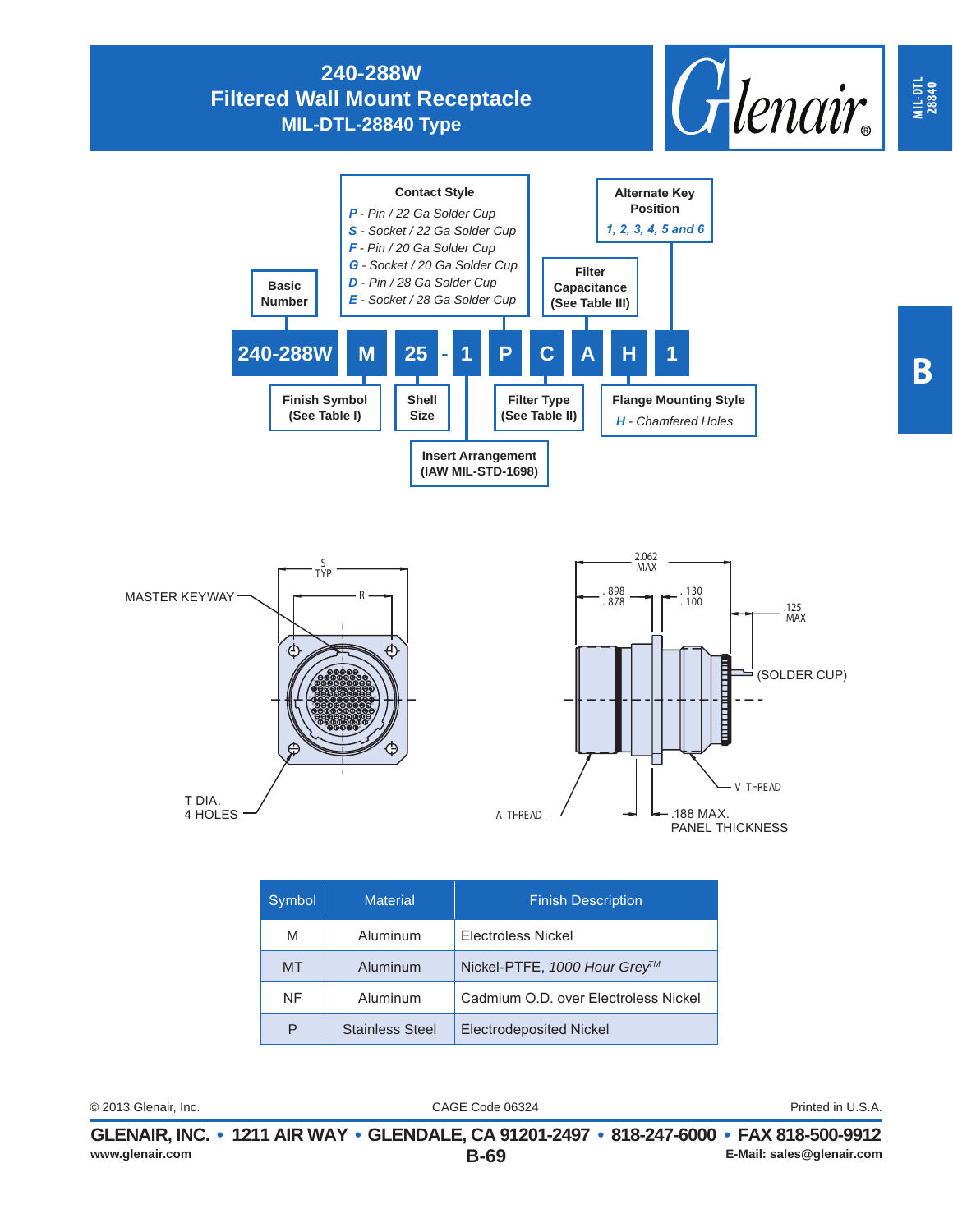# 240-288W
## Filtered Wall Mount Receptacle
### MIL-DTL-28840 Type

MIL-DTL 28840

B

240-288W M 25 - 1 P C A H 1

**Basic Number**

**Finish Symbol (See Table I)**

**Shell Size**

**Insert Arrangement (IAW MIL-STD-1698)**

**Contact Style**
- *P - Pin / 22 Ga Solder Cup*
- *S - Socket / 22 Ga Solder Cup*
- *F - Pin / 20 Ga Solder Cup*
- *G - Socket / 20 Ga Solder Cup*
- *D - Pin / 28 Ga Solder Cup*
- *E - Socket / 28 Ga Solder Cup*

**Filter Type (See Table II)**

**Filter Capacitance (See Table III)**

**Flange Mounting Style**
*H - Chamfered Holes*

**Alternate Key Position**
*1, 2, 3, 4, 5 and 6*

MASTER KEYWAY

S TYP

R

T DIA. 4 HOLES

2.062 MAX

.898 .878

.130 .100

.125 MAX

(SOLDER CUP)

V THREAD

A THREAD

.188 MAX. PANEL THICKNESS

| Symbol | Material | Finish Description |
|---|---|---|
| M | Aluminum | Electroless Nickel |
| MT | Aluminum | Nickel-PTFE, *1000 Hour Grey™* |
| NF | Aluminum | Cadmium O.D. over Electroless Nickel |
| P | Stainless Steel | Electrodeposited Nickel |

© 2013 Glenair, Inc. CAGE Code 06324 Printed in U.S.A.

**GLENAIR, INC. • 1211 AIR WAY • GLENDALE, CA 91201-2497 • 818-247-6000 • FAX 818-500-9912**

www.glenair.com **B-69** E-Mail: sales@glenair.com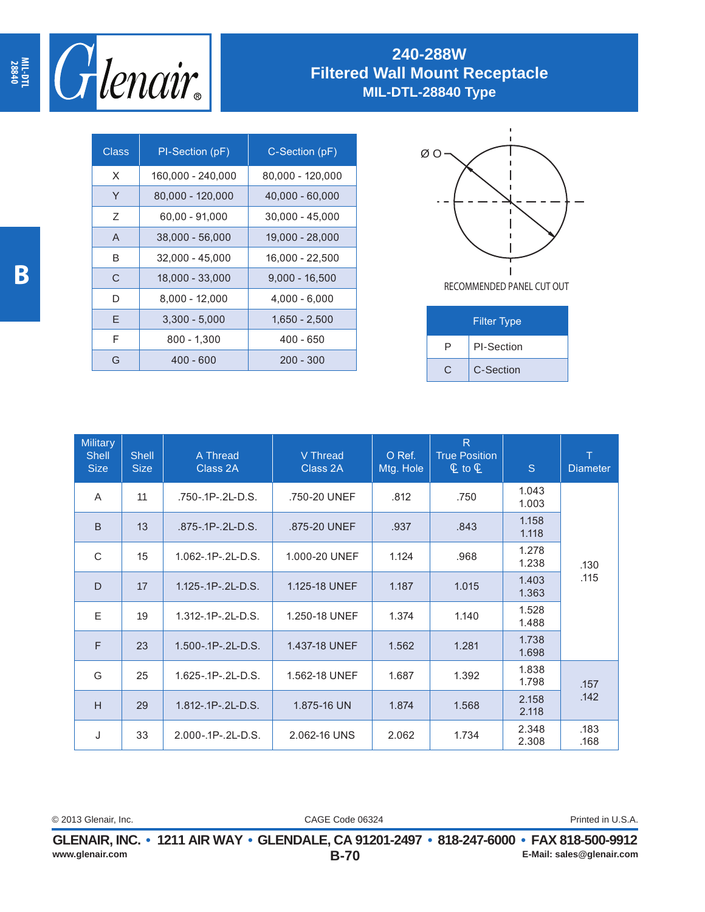# 240-288W
## Filtered Wall Mount Receptacle
### MIL-DTL-28840 Type

| Class | PI-Section (pF) | C-Section (pF) |
|---|---|---|
| X | 160,000 - 240,000 | 80,000 - 120,000 |
| Y | 80,000 - 120,000 | 40,000 - 60,000 |
| Z | 60,00 - 91,000 | 30,000 - 45,000 |
| A | 38,000 - 56,000 | 19,000 - 28,000 |
| B | 32,000 - 45,000 | 16,000 - 22,500 |
| C | 18,000 - 33,000 | 9,000 - 16,500 |
| D | 8,000 - 12,000 | 4,000 - 6,000 |
| E | 3,300 - 5,000 | 1,650 - 2,500 |
| F | 800 - 1,300 | 400 - 650 |
| G | 400 - 600 | 200 - 300 |

Ø O

RECOMMENDED PANEL CUT OUT

| Filter Type | |
|---|---|
| P | PI-Section |
| C | C-Section |

| Military Shell Size | Shell Size | A Thread Class 2A | V Thread Class 2A | O Ref. Mtg. Hole | R True Position ℄ to ℄ | S | T Diameter |
|---|---|---|---|---|---|---|---|
| A | 11 | .750-.1P-.2L-D.S. | .750-20 UNEF | .812 | .750 | 1.043 1.003 | .130 .115 |
| B | 13 | .875-.1P-.2L-D.S. | .875-20 UNEF | .937 | .843 | 1.158 1.118 | |
| C | 15 | 1.062-.1P-.2L-D.S. | 1.000-20 UNEF | 1.124 | .968 | 1.278 1.238 | |
| D | 17 | 1.125-.1P-.2L-D.S. | 1.125-18 UNEF | 1.187 | 1.015 | 1.403 1.363 | |
| E | 19 | 1.312-.1P-.2L-D.S. | 1.250-18 UNEF | 1.374 | 1.140 | 1.528 1.488 | |
| F | 23 | 1.500-.1P-.2L-D.S. | 1.437-18 UNEF | 1.562 | 1.281 | 1.738 1.698 | |
| G | 25 | 1.625-.1P-.2L-D.S. | 1.562-18 UNEF | 1.687 | 1.392 | 1.838 1.798 | .157 .142 |
| H | 29 | 1.812-.1P-.2L-D.S. | 1.875-16 UN | 1.874 | 1.568 | 2.158 2.118 | |
| J | 33 | 2.000-.1P-.2L-D.S. | 2.062-16 UNS | 2.062 | 1.734 | 2.348 2.308 | .183 .168 |

© 2013 Glenair, Inc. CAGE Code 06324 Printed in U.S.A.

**GLENAIR, INC. • 1211 AIR WAY • GLENDALE, CA 91201-2497 • 818-247-6000 • FAX 818-500-9912**
www.glenair.com E-Mail: sales@glenair.com